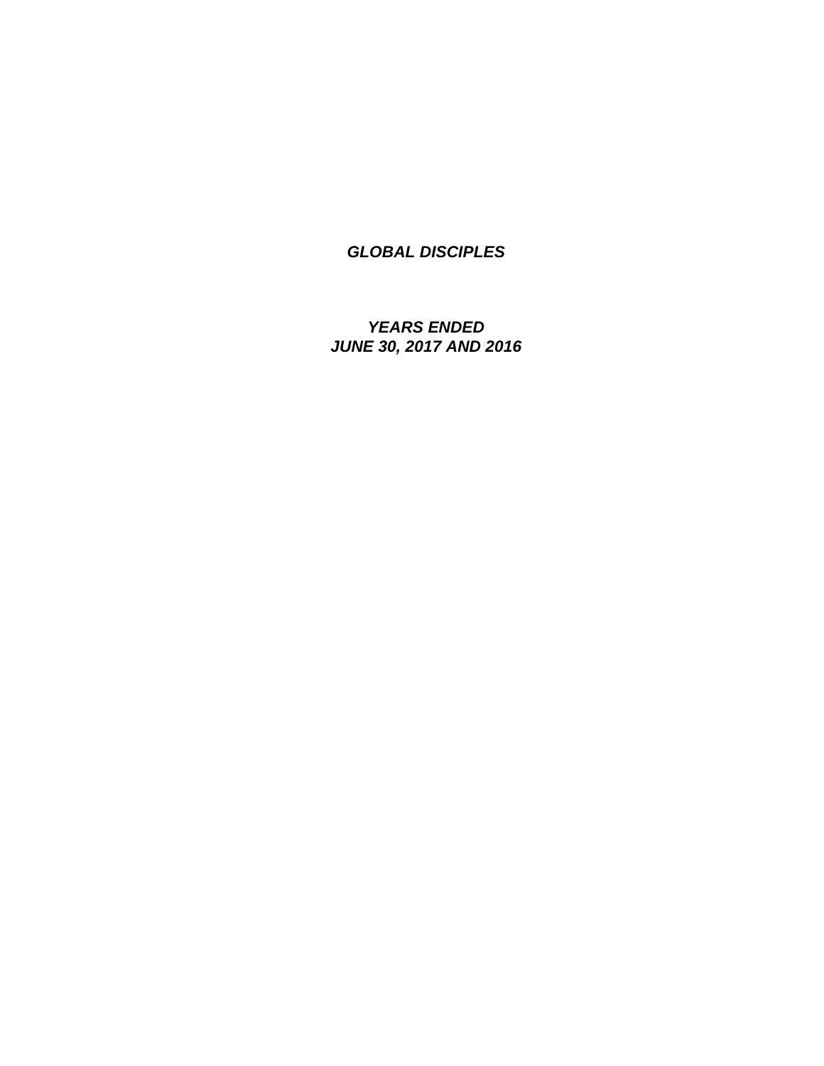***GLOBAL DISCIPLES***

***YEARS ENDED***
***JUNE 30, 2017 AND 2016***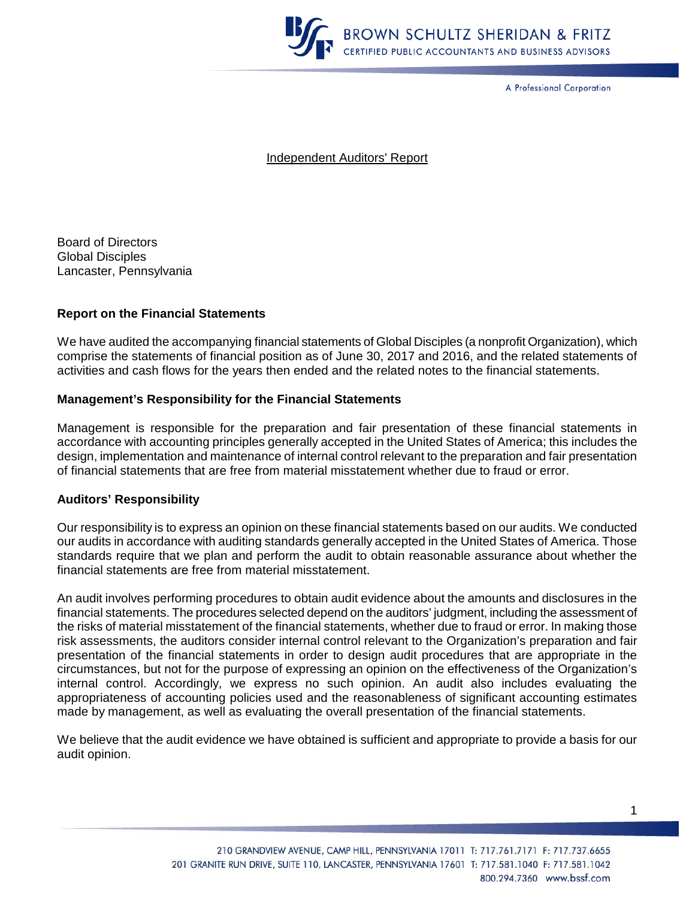Independent Auditors' Report

Board of Directors
Global Disciples
Lancaster, Pennsylvania

**Report on the Financial Statements**

We have audited the accompanying financial statements of Global Disciples (a nonprofit Organization), which comprise the statements of financial position as of June 30, 2017 and 2016, and the related statements of activities and cash flows for the years then ended and the related notes to the financial statements.

**Management's Responsibility for the Financial Statements**

Management is responsible for the preparation and fair presentation of these financial statements in accordance with accounting principles generally accepted in the United States of America; this includes the design, implementation and maintenance of internal control relevant to the preparation and fair presentation of financial statements that are free from material misstatement whether due to fraud or error.

**Auditors' Responsibility**

Our responsibility is to express an opinion on these financial statements based on our audits. We conducted our audits in accordance with auditing standards generally accepted in the United States of America. Those standards require that we plan and perform the audit to obtain reasonable assurance about whether the financial statements are free from material misstatement.

An audit involves performing procedures to obtain audit evidence about the amounts and disclosures in the financial statements. The procedures selected depend on the auditors' judgment, including the assessment of the risks of material misstatement of the financial statements, whether due to fraud or error. In making those risk assessments, the auditors consider internal control relevant to the Organization's preparation and fair presentation of the financial statements in order to design audit procedures that are appropriate in the circumstances, but not for the purpose of expressing an opinion on the effectiveness of the Organization's internal control. Accordingly, we express no such opinion. An audit also includes evaluating the appropriateness of accounting policies used and the reasonableness of significant accounting estimates made by management, as well as evaluating the overall presentation of the financial statements.

We believe that the audit evidence we have obtained is sufficient and appropriate to provide a basis for our audit opinion.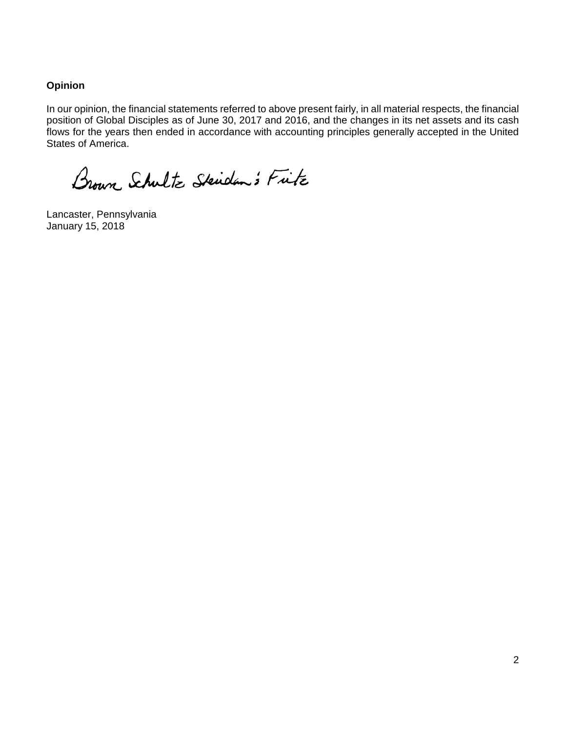**Opinion**

In our opinion, the financial statements referred to above present fairly, in all material respects, the financial position of Global Disciples as of June 30, 2017 and 2016, and the changes in its net assets and its cash flows for the years then ended in accordance with accounting principles generally accepted in the United States of America.

Brown Schultz Sheridan & Fritz

Lancaster, Pennsylvania
January 15, 2018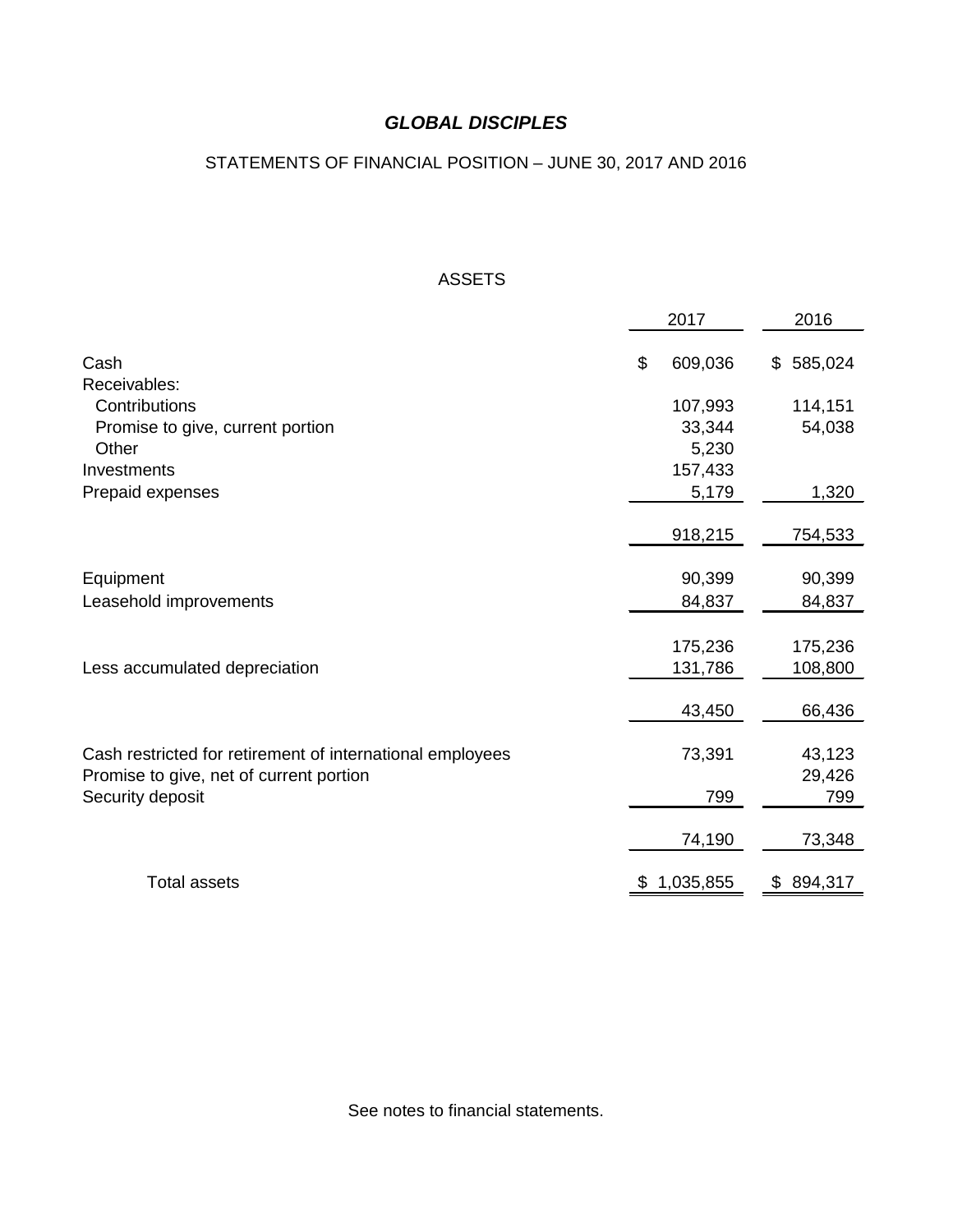# *GLOBAL DISCIPLES*

STATEMENTS OF FINANCIAL POSITION – JUNE 30, 2017 AND 2016

ASSETS

| | 2017 | 2016 |
|---|---|---|
| Cash | $ 609,036 | $ 585,024 |
| Receivables: | | |
| Contributions | 107,993 | 114,151 |
| Promise to give, current portion | 33,344 | 54,038 |
| Other | 5,230 | |
| Investments | 157,433 | |
| Prepaid expenses | 5,179 | 1,320 |
| | 918,215 | 754,533 |
| Equipment | 90,399 | 90,399 |
| Leasehold improvements | 84,837 | 84,837 |
| | 175,236 | 175,236 |
| Less accumulated depreciation | 131,786 | 108,800 |
| | 43,450 | 66,436 |
| Cash restricted for retirement of international employees | 73,391 | 43,123 |
| Promise to give, net of current portion | | 29,426 |
| Security deposit | 799 | 799 |
| | 74,190 | 73,348 |
| Total assets | $ 1,035,855 | $ 894,317 |

See notes to financial statements.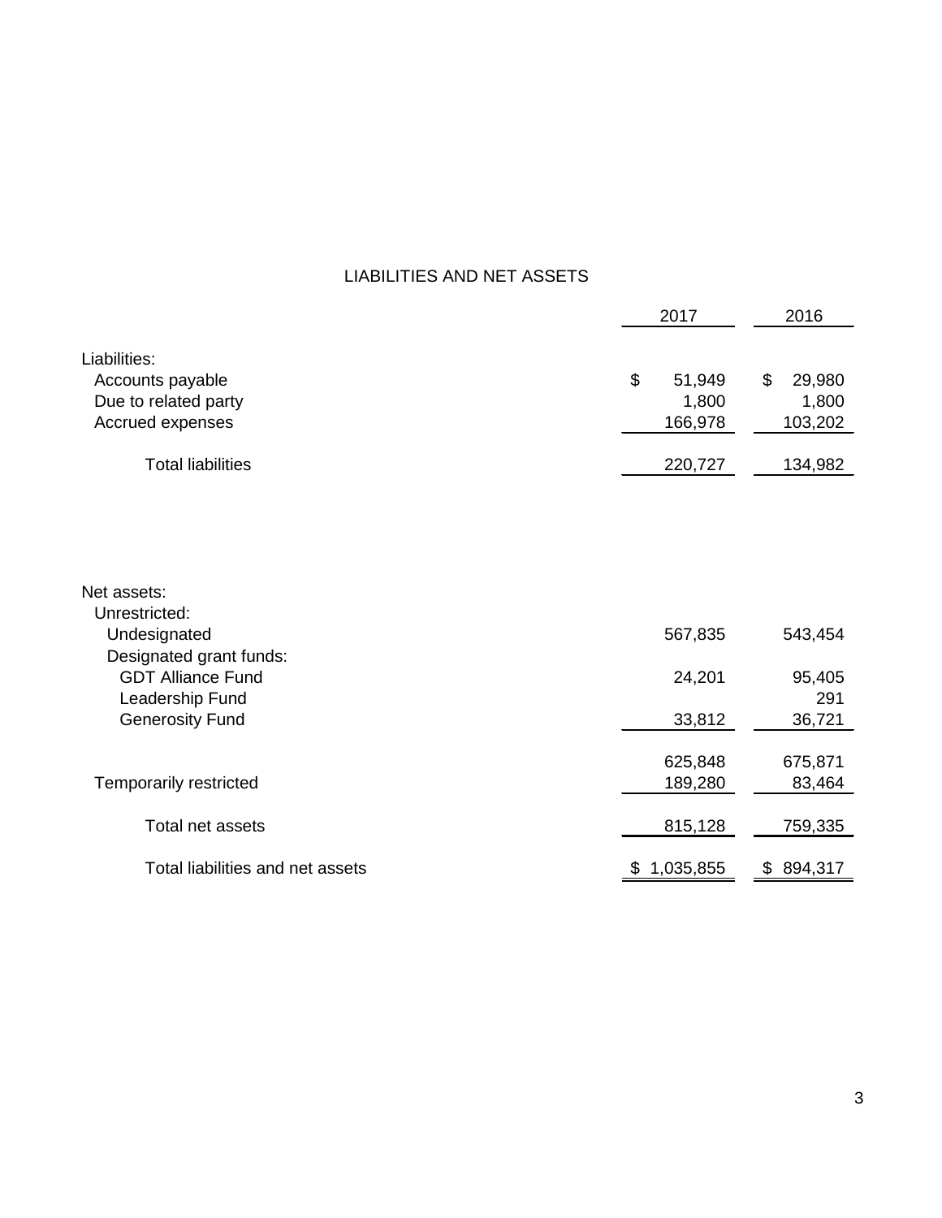# LIABILITIES AND NET ASSETS

| | 2017 | 2016 |
|---|---|---|
| Liabilities: | | |
| Accounts payable | $ 51,949 | $ 29,980 |
| Due to related party | 1,800 | 1,800 |
| Accrued expenses | 166,978 | 103,202 |
| Total liabilities | 220,727 | 134,982 |
| Net assets: | | |
| Unrestricted: | | |
| Undesignated | 567,835 | 543,454 |
| Designated grant funds: | | |
| GDT Alliance Fund | 24,201 | 95,405 |
| Leadership Fund | | 291 |
| Generosity Fund | 33,812 | 36,721 |
| | 625,848 | 675,871 |
| Temporarily restricted | 189,280 | 83,464 |
| Total net assets | 815,128 | 759,335 |
| Total liabilities and net assets | $ 1,035,855 | $ 894,317 |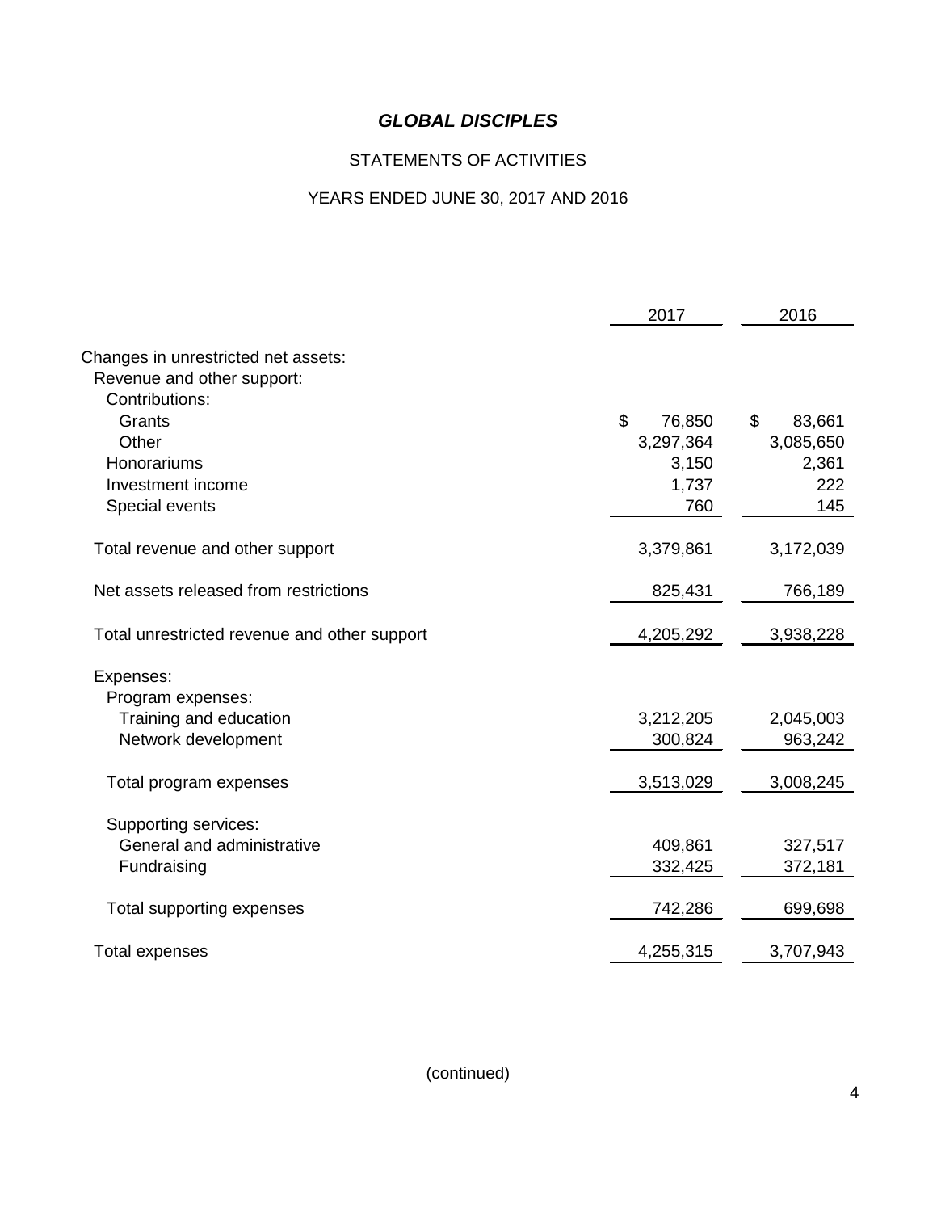***GLOBAL DISCIPLES***

STATEMENTS OF ACTIVITIES

YEARS ENDED JUNE 30, 2017 AND 2016

| | 2017 | 2016 |
|---|---|---|
| Changes in unrestricted net assets: | | |
| Revenue and other support: | | |
| Contributions: | | |
| Grants | $ 76,850 | $ 83,661 |
| Other | 3,297,364 | 3,085,650 |
| Honorariums | 3,150 | 2,361 |
| Investment income | 1,737 | 222 |
| Special events | 760 | 145 |
| Total revenue and other support | 3,379,861 | 3,172,039 |
| Net assets released from restrictions | 825,431 | 766,189 |
| Total unrestricted revenue and other support | 4,205,292 | 3,938,228 |
| Expenses: | | |
| Program expenses: | | |
| Training and education | 3,212,205 | 2,045,003 |
| Network development | 300,824 | 963,242 |
| Total program expenses | 3,513,029 | 3,008,245 |
| Supporting services: | | |
| General and administrative | 409,861 | 327,517 |
| Fundraising | 332,425 | 372,181 |
| Total supporting expenses | 742,286 | 699,698 |
| Total expenses | 4,255,315 | 3,707,943 |

(continued)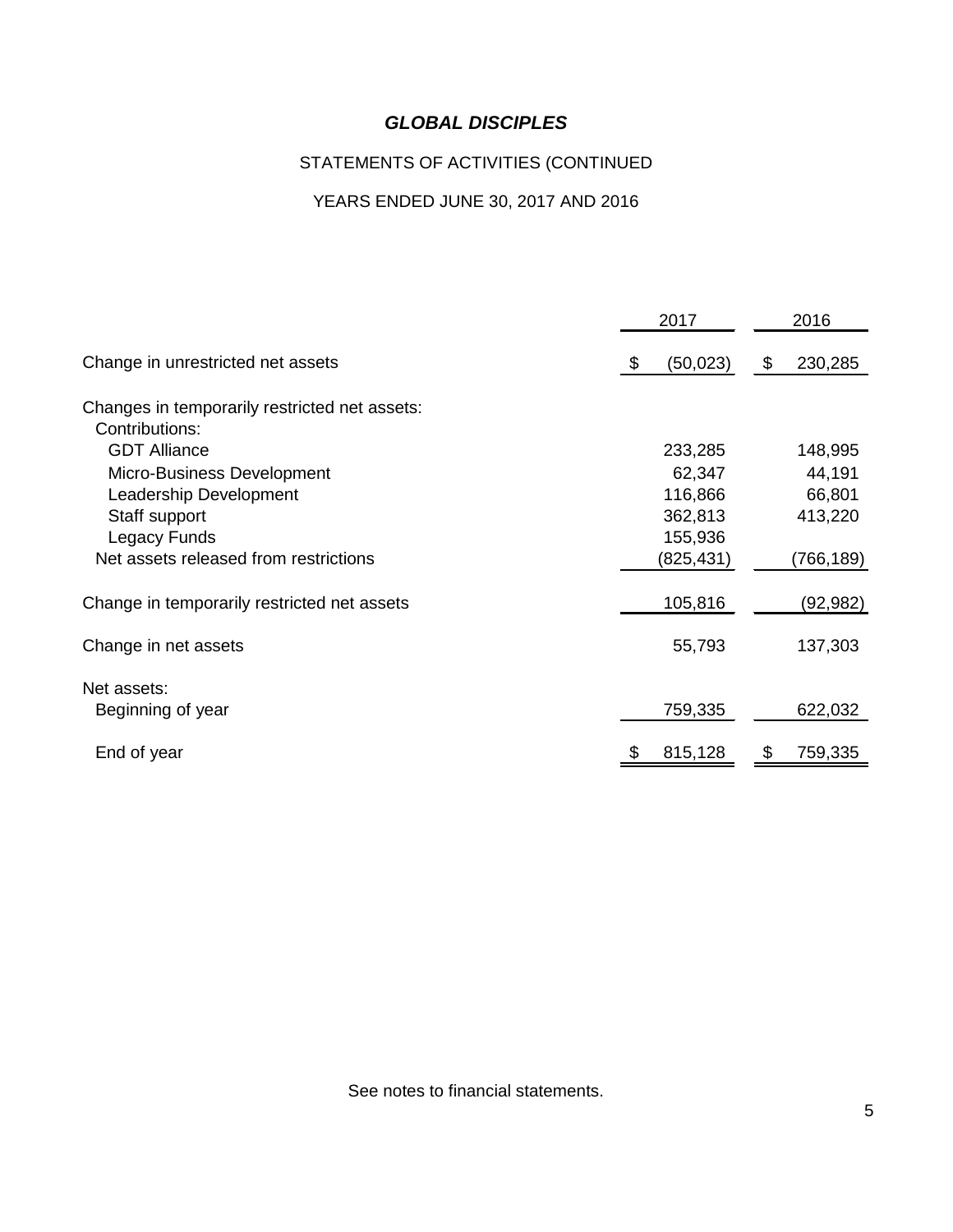# *GLOBAL DISCIPLES*

STATEMENTS OF ACTIVITIES (CONTINUED

YEARS ENDED JUNE 30, 2017 AND 2016

| | 2017 | 2016 |
|---|---|---|
| Change in unrestricted net assets | $ (50,023) | $ 230,285 |
| Changes in temporarily restricted net assets: | | |
| Contributions: | | |
| GDT Alliance | 233,285 | 148,995 |
| Micro-Business Development | 62,347 | 44,191 |
| Leadership Development | 116,866 | 66,801 |
| Staff support | 362,813 | 413,220 |
| Legacy Funds | 155,936 | |
| Net assets released from restrictions | (825,431) | (766,189) |
| Change in temporarily restricted net assets | 105,816 | (92,982) |
| Change in net assets | 55,793 | 137,303 |
| Net assets: | | |
| Beginning of year | 759,335 | 622,032 |
| End of year | $ 815,128 | $ 759,335 |

See notes to financial statements.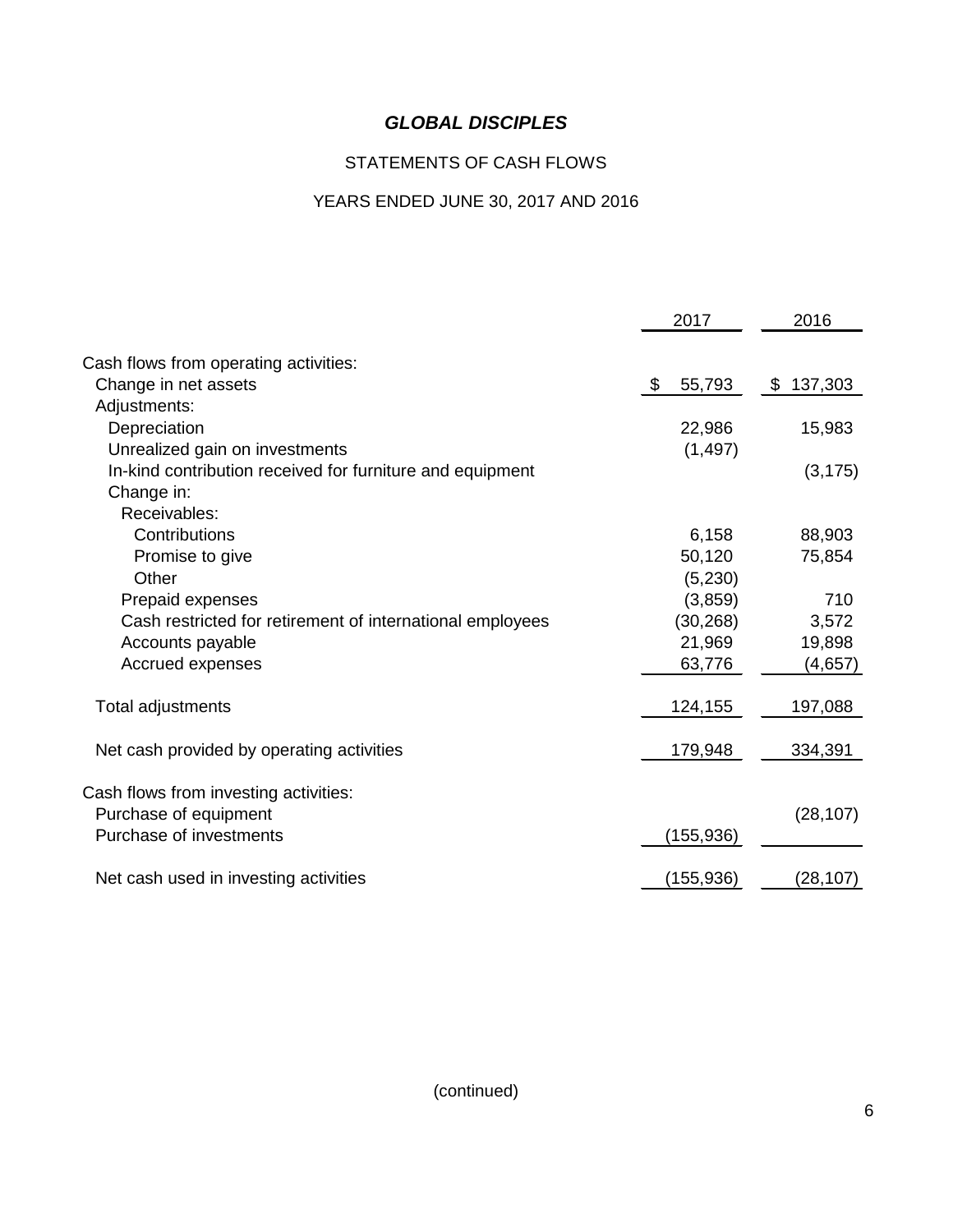# *GLOBAL DISCIPLES*

## STATEMENTS OF CASH FLOWS

## YEARS ENDED JUNE 30, 2017 AND 2016

| | 2017 | 2016 |
|---|---|---|
| Cash flows from operating activities: | | |
| Change in net assets | $ 55,793 | $ 137,303 |
| Adjustments: | | |
| Depreciation | 22,986 | 15,983 |
| Unrealized gain on investments | (1,497) | |
| In-kind contribution received for furniture and equipment | | (3,175) |
| Change in: | | |
| Receivables: | | |
| Contributions | 6,158 | 88,903 |
| Promise to give | 50,120 | 75,854 |
| Other | (5,230) | |
| Prepaid expenses | (3,859) | 710 |
| Cash restricted for retirement of international employees | (30,268) | 3,572 |
| Accounts payable | 21,969 | 19,898 |
| Accrued expenses | 63,776 | (4,657) |
| Total adjustments | 124,155 | 197,088 |
| Net cash provided by operating activities | 179,948 | 334,391 |
| Cash flows from investing activities: | | |
| Purchase of equipment | | (28,107) |
| Purchase of investments | (155,936) | |
| Net cash used in investing activities | (155,936) | (28,107) |

(continued)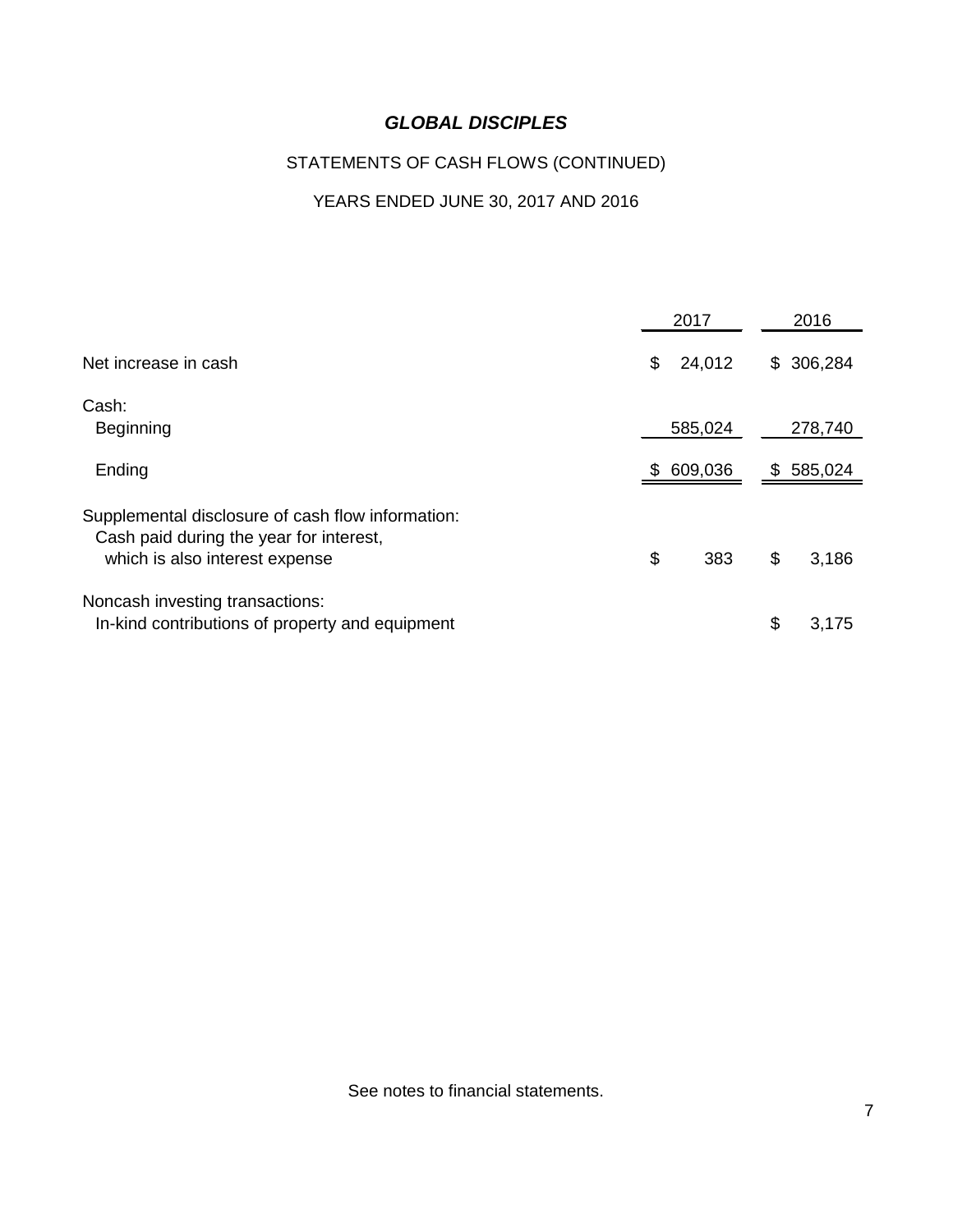# *GLOBAL DISCIPLES*

## STATEMENTS OF CASH FLOWS (CONTINUED)

## YEARS ENDED JUNE 30, 2017 AND 2016

| | 2017 | 2016 |
|---|---|---|
| Net increase in cash | $ 24,012 | $ 306,284 |
| Cash: | | |
| Beginning | 585,024 | 278,740 |
| Ending | $ 609,036 | $ 585,024 |
| Supplemental disclosure of cash flow information: | | |
| Cash paid during the year for interest, which is also interest expense | $ 383 | $ 3,186 |
| Noncash investing transactions: | | |
| In-kind contributions of property and equipment | | $ 3,175 |

See notes to financial statements.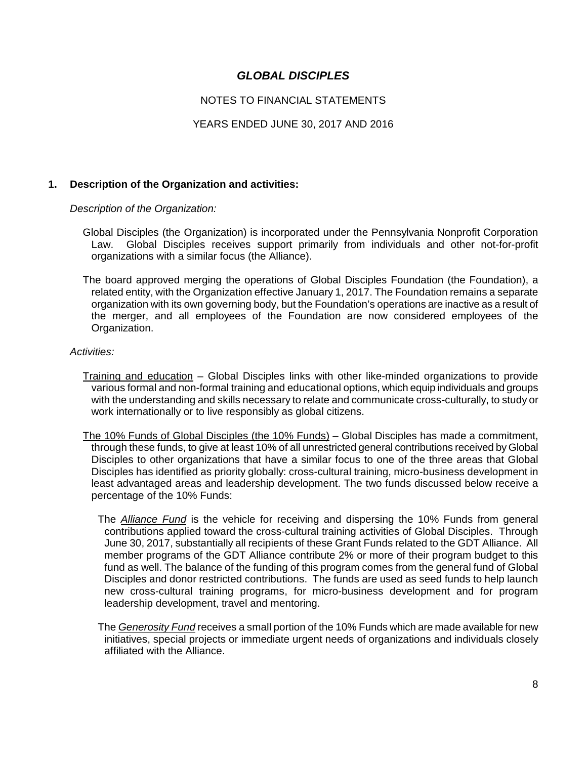# *GLOBAL DISCIPLES*

NOTES TO FINANCIAL STATEMENTS

YEARS ENDED JUNE 30, 2017 AND 2016

## 1. Description of the Organization and activities:

*Description of the Organization:*

Global Disciples (the Organization) is incorporated under the Pennsylvania Nonprofit Corporation Law. Global Disciples receives support primarily from individuals and other not-for-profit organizations with a similar focus (the Alliance).

The board approved merging the operations of Global Disciples Foundation (the Foundation), a related entity, with the Organization effective January 1, 2017. The Foundation remains a separate organization with its own governing body, but the Foundation's operations are inactive as a result of the merger, and all employees of the Foundation are now considered employees of the Organization.

*Activities:*

<u>Training and education</u> – Global Disciples links with other like-minded organizations to provide various formal and non-formal training and educational options, which equip individuals and groups with the understanding and skills necessary to relate and communicate cross-culturally, to study or work internationally or to live responsibly as global citizens.

<u>The 10% Funds of Global Disciples (the 10% Funds)</u> – Global Disciples has made a commitment, through these funds, to give at least 10% of all unrestricted general contributions received by Global Disciples to other organizations that have a similar focus to one of the three areas that Global Disciples has identified as priority globally: cross-cultural training, micro-business development in least advantaged areas and leadership development. The two funds discussed below receive a percentage of the 10% Funds:

The <u>*Alliance Fund*</u> is the vehicle for receiving and dispersing the 10% Funds from general contributions applied toward the cross-cultural training activities of Global Disciples. Through June 30, 2017, substantially all recipients of these Grant Funds related to the GDT Alliance. All member programs of the GDT Alliance contribute 2% or more of their program budget to this fund as well. The balance of the funding of this program comes from the general fund of Global Disciples and donor restricted contributions. The funds are used as seed funds to help launch new cross-cultural training programs, for micro-business development and for program leadership development, travel and mentoring.

The <u>*Generosity Fund*</u> receives a small portion of the 10% Funds which are made available for new initiatives, special projects or immediate urgent needs of organizations and individuals closely affiliated with the Alliance.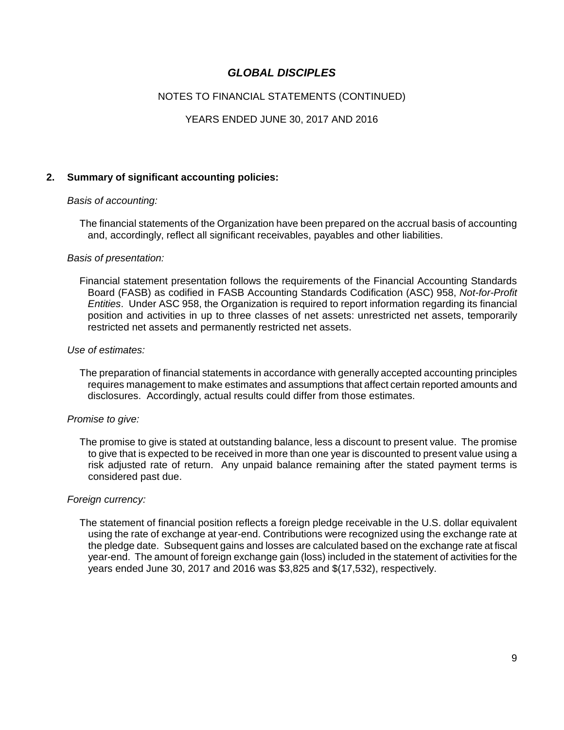# *GLOBAL DISCIPLES*

NOTES TO FINANCIAL STATEMENTS (CONTINUED)

YEARS ENDED JUNE 30, 2017 AND 2016

## 2. Summary of significant accounting policies:

*Basis of accounting:*

The financial statements of the Organization have been prepared on the accrual basis of accounting and, accordingly, reflect all significant receivables, payables and other liabilities.

*Basis of presentation:*

Financial statement presentation follows the requirements of the Financial Accounting Standards Board (FASB) as codified in FASB Accounting Standards Codification (ASC) 958, *Not-for-Profit Entities*. Under ASC 958, the Organization is required to report information regarding its financial position and activities in up to three classes of net assets: unrestricted net assets, temporarily restricted net assets and permanently restricted net assets.

*Use of estimates:*

The preparation of financial statements in accordance with generally accepted accounting principles requires management to make estimates and assumptions that affect certain reported amounts and disclosures. Accordingly, actual results could differ from those estimates.

*Promise to give:*

The promise to give is stated at outstanding balance, less a discount to present value. The promise to give that is expected to be received in more than one year is discounted to present value using a risk adjusted rate of return. Any unpaid balance remaining after the stated payment terms is considered past due.

*Foreign currency:*

The statement of financial position reflects a foreign pledge receivable in the U.S. dollar equivalent using the rate of exchange at year-end. Contributions were recognized using the exchange rate at the pledge date. Subsequent gains and losses are calculated based on the exchange rate at fiscal year-end. The amount of foreign exchange gain (loss) included in the statement of activities for the years ended June 30, 2017 and 2016 was $3,825 and $(17,532), respectively.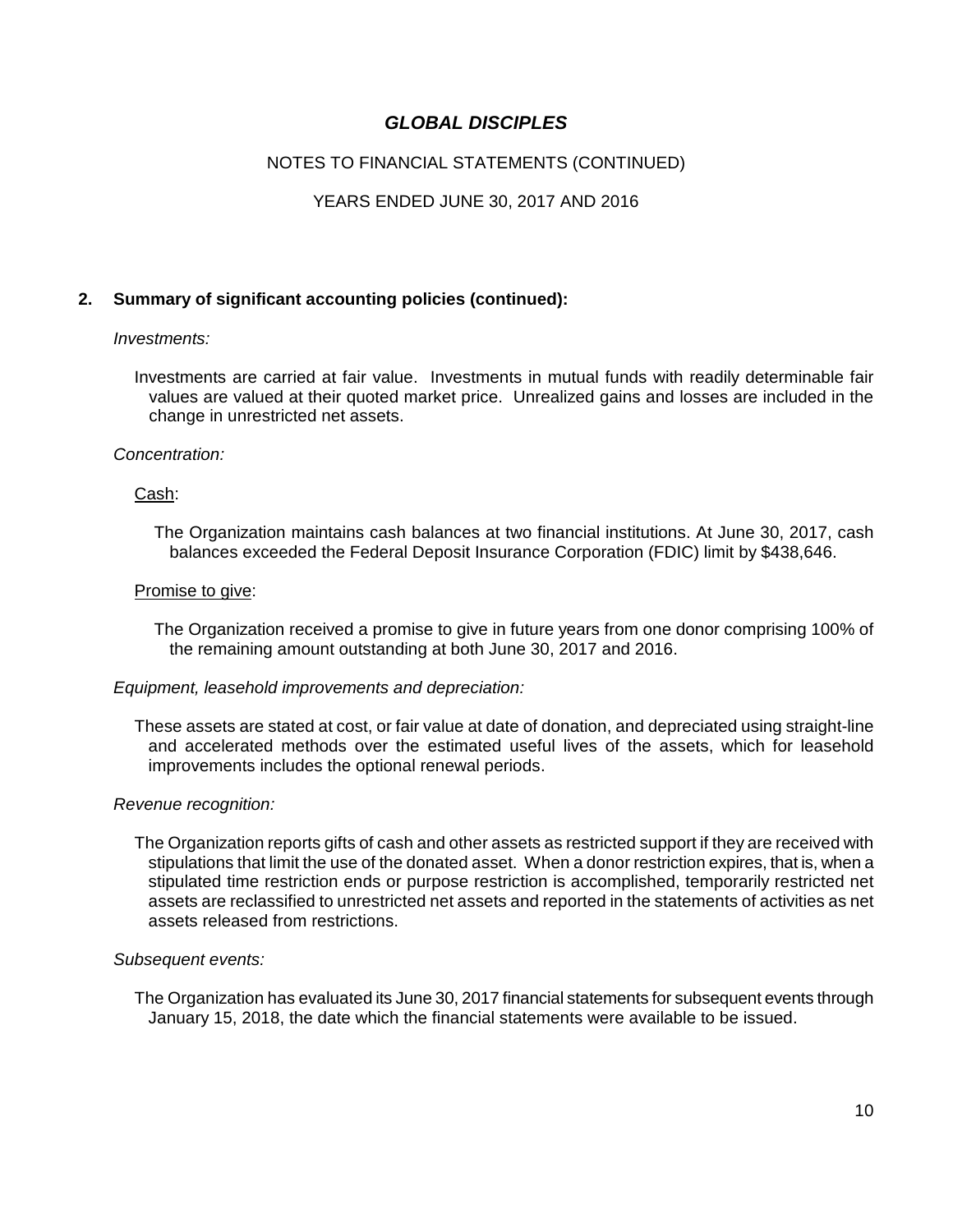# GLOBAL DISCIPLES

NOTES TO FINANCIAL STATEMENTS (CONTINUED)

YEARS ENDED JUNE 30, 2017 AND 2016

## 2. Summary of significant accounting policies (continued):

*Investments:*

Investments are carried at fair value. Investments in mutual funds with readily determinable fair values are valued at their quoted market price. Unrealized gains and losses are included in the change in unrestricted net assets.

*Concentration:*

Cash:

The Organization maintains cash balances at two financial institutions. At June 30, 2017, cash balances exceeded the Federal Deposit Insurance Corporation (FDIC) limit by $438,646.

Promise to give:

The Organization received a promise to give in future years from one donor comprising 100% of the remaining amount outstanding at both June 30, 2017 and 2016.

*Equipment, leasehold improvements and depreciation:*

These assets are stated at cost, or fair value at date of donation, and depreciated using straight-line and accelerated methods over the estimated useful lives of the assets, which for leasehold improvements includes the optional renewal periods.

*Revenue recognition:*

The Organization reports gifts of cash and other assets as restricted support if they are received with stipulations that limit the use of the donated asset. When a donor restriction expires, that is, when a stipulated time restriction ends or purpose restriction is accomplished, temporarily restricted net assets are reclassified to unrestricted net assets and reported in the statements of activities as net assets released from restrictions.

*Subsequent events:*

The Organization has evaluated its June 30, 2017 financial statements for subsequent events through January 15, 2018, the date which the financial statements were available to be issued.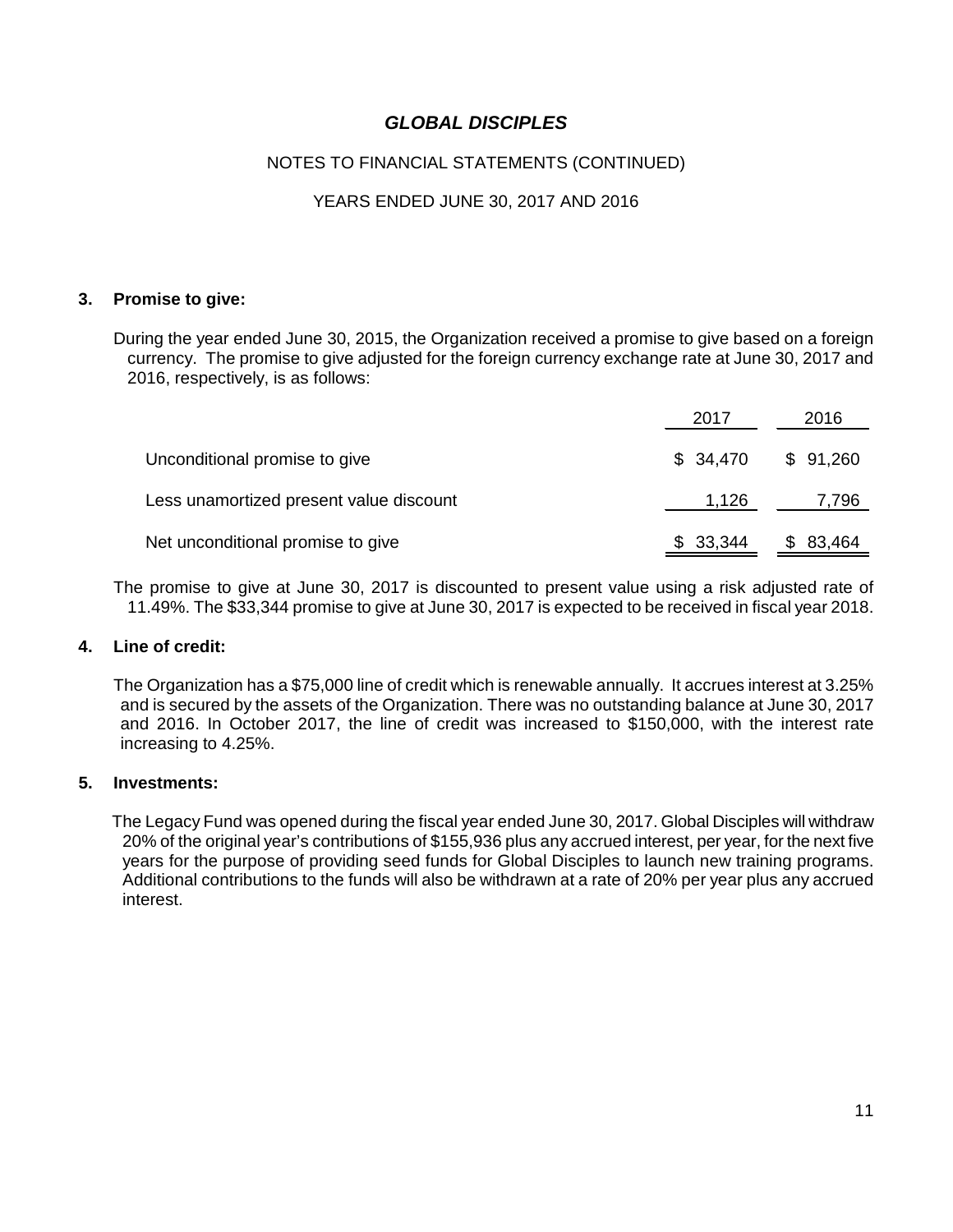# GLOBAL DISCIPLES

NOTES TO FINANCIAL STATEMENTS (CONTINUED)

YEARS ENDED JUNE 30, 2017 AND 2016

### 3. Promise to give:

During the year ended June 30, 2015, the Organization received a promise to give based on a foreign currency. The promise to give adjusted for the foreign currency exchange rate at June 30, 2017 and 2016, respectively, is as follows:

| | 2017 | 2016 |
|---|---|---|
| Unconditional promise to give | $ 34,470 | $ 91,260 |
| Less unamortized present value discount | 1,126 | 7,796 |
| Net unconditional promise to give | $ 33,344 | $ 83,464 |

The promise to give at June 30, 2017 is discounted to present value using a risk adjusted rate of 11.49%. The $33,344 promise to give at June 30, 2017 is expected to be received in fiscal year 2018.

### 4. Line of credit:

The Organization has a $75,000 line of credit which is renewable annually. It accrues interest at 3.25% and is secured by the assets of the Organization. There was no outstanding balance at June 30, 2017 and 2016. In October 2017, the line of credit was increased to $150,000, with the interest rate increasing to 4.25%.

### 5. Investments:

The Legacy Fund was opened during the fiscal year ended June 30, 2017. Global Disciples will withdraw 20% of the original year's contributions of $155,936 plus any accrued interest, per year, for the next five years for the purpose of providing seed funds for Global Disciples to launch new training programs. Additional contributions to the funds will also be withdrawn at a rate of 20% per year plus any accrued interest.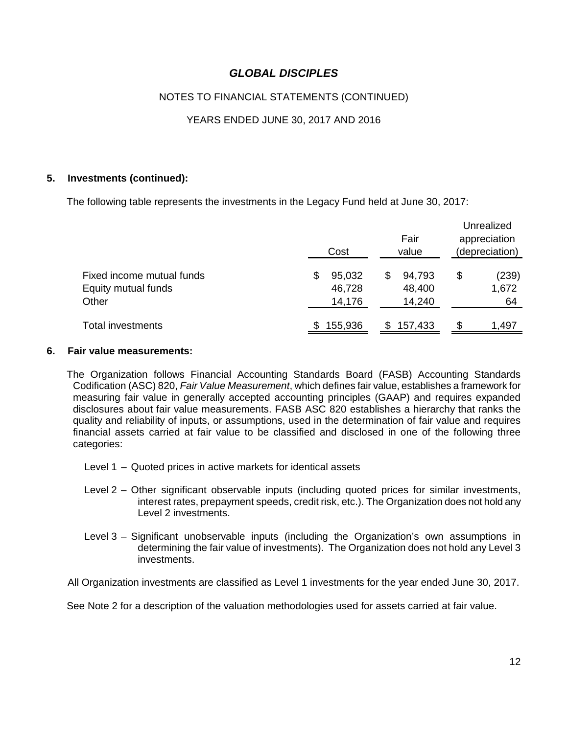# GLOBAL DISCIPLES

NOTES TO FINANCIAL STATEMENTS (CONTINUED)

YEARS ENDED JUNE 30, 2017 AND 2016

## 5. Investments (continued):

The following table represents the investments in the Legacy Fund held at June 30, 2017:

| | Cost | Fair value | Unrealized appreciation (depreciation) |
|---|---|---|---|
| Fixed income mutual funds | $ 95,032 | $ 94,793 | $ (239) |
| Equity mutual funds | 46,728 | 48,400 | 1,672 |
| Other | 14,176 | 14,240 | 64 |
| Total investments | $ 155,936 | $ 157,433 | $ 1,497 |

## 6. Fair value measurements:

The Organization follows Financial Accounting Standards Board (FASB) Accounting Standards Codification (ASC) 820, *Fair Value Measurement*, which defines fair value, establishes a framework for measuring fair value in generally accepted accounting principles (GAAP) and requires expanded disclosures about fair value measurements. FASB ASC 820 establishes a hierarchy that ranks the quality and reliability of inputs, or assumptions, used in the determination of fair value and requires financial assets carried at fair value to be classified and disclosed in one of the following three categories:

Level 1 – Quoted prices in active markets for identical assets

Level 2 – Other significant observable inputs (including quoted prices for similar investments, interest rates, prepayment speeds, credit risk, etc.). The Organization does not hold any Level 2 investments.

Level 3 – Significant unobservable inputs (including the Organization's own assumptions in determining the fair value of investments). The Organization does not hold any Level 3 investments.

All Organization investments are classified as Level 1 investments for the year ended June 30, 2017.

See Note 2 for a description of the valuation methodologies used for assets carried at fair value.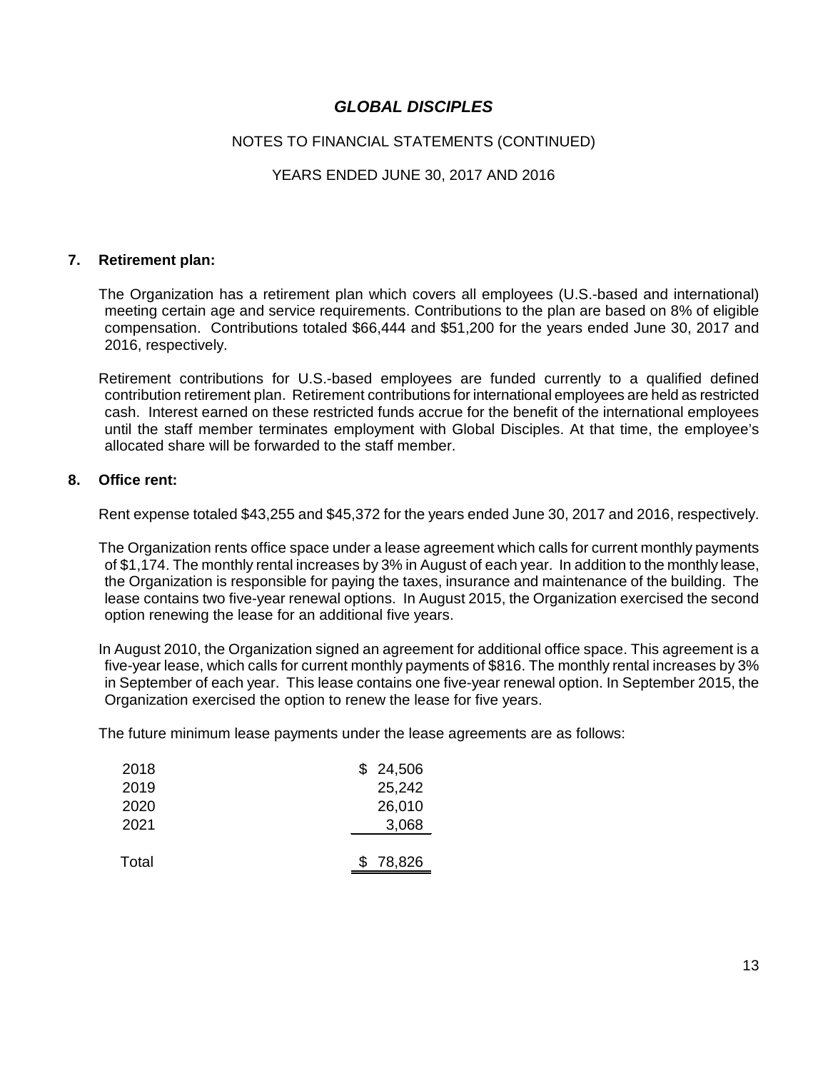# *GLOBAL DISCIPLES*

NOTES TO FINANCIAL STATEMENTS (CONTINUED)

YEARS ENDED JUNE 30, 2017 AND 2016

## 7. Retirement plan:

The Organization has a retirement plan which covers all employees (U.S.-based and international) meeting certain age and service requirements. Contributions to the plan are based on 8% of eligible compensation. Contributions totaled $66,444 and $51,200 for the years ended June 30, 2017 and 2016, respectively.

Retirement contributions for U.S.-based employees are funded currently to a qualified defined contribution retirement plan. Retirement contributions for international employees are held as restricted cash. Interest earned on these restricted funds accrue for the benefit of the international employees until the staff member terminates employment with Global Disciples. At that time, the employee's allocated share will be forwarded to the staff member.

## 8. Office rent:

Rent expense totaled $43,255 and $45,372 for the years ended June 30, 2017 and 2016, respectively.

The Organization rents office space under a lease agreement which calls for current monthly payments of $1,174. The monthly rental increases by 3% in August of each year. In addition to the monthly lease, the Organization is responsible for paying the taxes, insurance and maintenance of the building. The lease contains two five-year renewal options. In August 2015, the Organization exercised the second option renewing the lease for an additional five years.

In August 2010, the Organization signed an agreement for additional office space. This agreement is a five-year lease, which calls for current monthly payments of $816. The monthly rental increases by 3% in September of each year. This lease contains one five-year renewal option. In September 2015, the Organization exercised the option to renew the lease for five years.

The future minimum lease payments under the lease agreements are as follows:

| | |
|---|---|
| 2018 | $ 24,506 |
| 2019 | 25,242 |
| 2020 | 26,010 |
| 2021 | 3,068 |
| Total | $ 78,826 |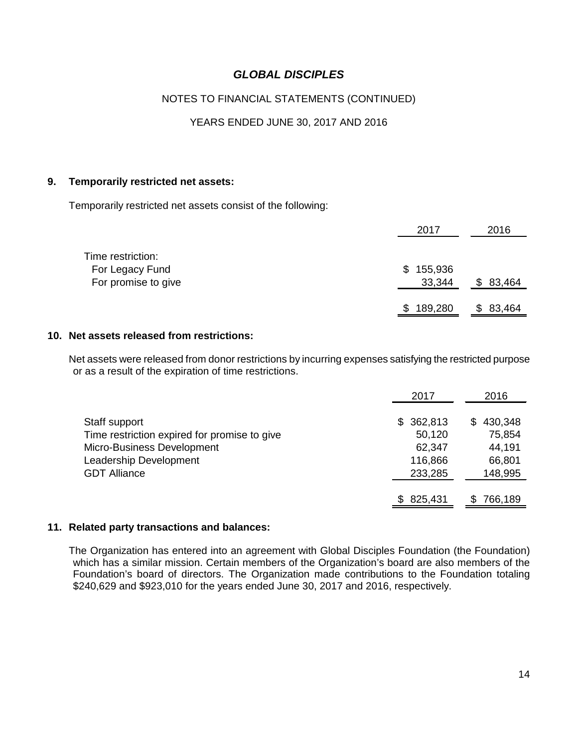# *GLOBAL DISCIPLES*

NOTES TO FINANCIAL STATEMENTS (CONTINUED)

YEARS ENDED JUNE 30, 2017 AND 2016

## 9. Temporarily restricted net assets:

Temporarily restricted net assets consist of the following:

| | 2017 | 2016 |
|---|---|---|
| Time restriction: | | |
| For Legacy Fund | $ 155,936 | |
| For promise to give | 33,344 | $ 83,464 |
| | $ 189,280 | $ 83,464 |

## 10. Net assets released from restrictions:

Net assets were released from donor restrictions by incurring expenses satisfying the restricted purpose or as a result of the expiration of time restrictions.

| | 2017 | 2016 |
|---|---|---|
| Staff support | $ 362,813 | $ 430,348 |
| Time restriction expired for promise to give | 50,120 | 75,854 |
| Micro-Business Development | 62,347 | 44,191 |
| Leadership Development | 116,866 | 66,801 |
| GDT Alliance | 233,285 | 148,995 |
| | $ 825,431 | $ 766,189 |

## 11. Related party transactions and balances:

The Organization has entered into an agreement with Global Disciples Foundation (the Foundation) which has a similar mission. Certain members of the Organization's board are also members of the Foundation's board of directors. The Organization made contributions to the Foundation totaling $240,629 and $923,010 for the years ended June 30, 2017 and 2016, respectively.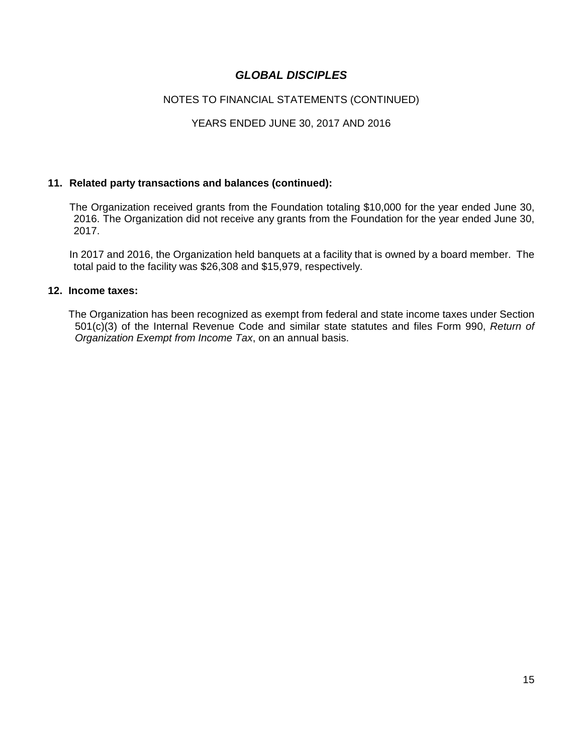## 11. Related party transactions and balances (continued):

The Organization received grants from the Foundation totaling $10,000 for the year ended June 30, 2016. The Organization did not receive any grants from the Foundation for the year ended June 30, 2017.

In 2017 and 2016, the Organization held banquets at a facility that is owned by a board member. The total paid to the facility was $26,308 and $15,979, respectively.

## 12. Income taxes:

The Organization has been recognized as exempt from federal and state income taxes under Section 501(c)(3) of the Internal Revenue Code and similar state statutes and files Form 990, *Return of Organization Exempt from Income Tax*, on an annual basis.